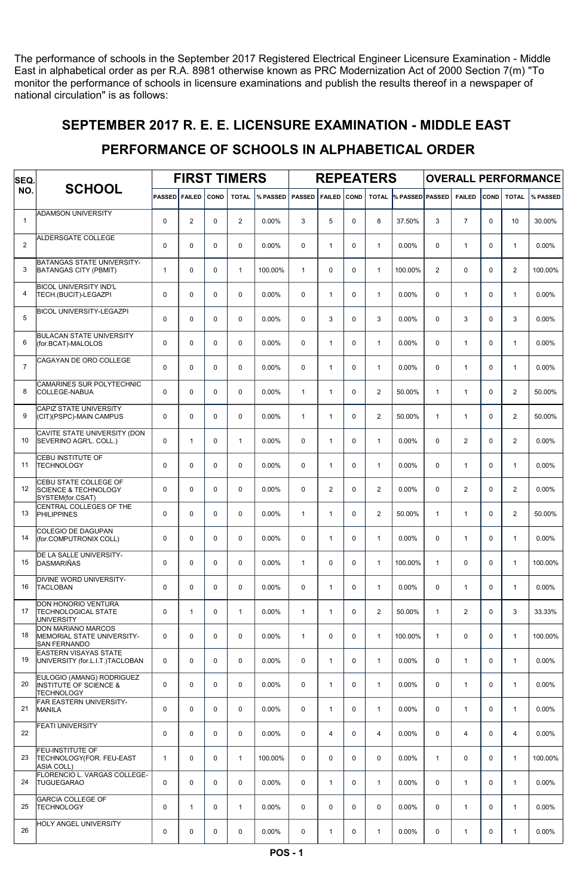The performance of schools in the September 2017 Registered Electrical Engineer Licensure Examination - Middle East in alphabetical order as per R.A. 8981 otherwise known as PRC Modernization Act of 2000 Section 7(m) "To monitor the performance of schools in licensure examinations and publish the results thereof in a newspaper of national circulation" is as follows:

## SEPTEMBER 2017 R. E. E. LICENSURE EXAMINATION - MIDDLE EAST

## PERFORMANCE OF SCHOOLS IN ALPHABETICAL ORDER

| SEQ. NO. | SCHOOL | FIRST TIMERS | | | | | REPEATERS | | | | | OVERALL PERFORMANCE | | | | |
|---|---|---|---|---|---|---|---|---|---|---|---|---|---|---|---|---|
| | | PASSED | FAILED | COND | TOTAL | % PASSED | PASSED | FAILED | COND | TOTAL | % PASSED | PASSED | FAILED | COND | TOTAL | % PASSED |
| 1 | ADAMSON UNIVERSITY | 0 | 2 | 0 | 2 | 0.00% | 3 | 5 | 0 | 8 | 37.50% | 3 | 7 | 0 | 10 | 30.00% |
| 2 | ALDERSGATE COLLEGE | 0 | 0 | 0 | 0 | 0.00% | 0 | 1 | 0 | 1 | 0.00% | 0 | 1 | 0 | 1 | 0.00% |
| 3 | BATANGAS STATE UNIVERSITY-BATANGAS CITY (PBMIT) | 1 | 0 | 0 | 1 | 100.00% | 1 | 0 | 0 | 1 | 100.00% | 2 | 0 | 0 | 2 | 100.00% |
| 4 | BICOL UNIVERSITY IND'L TECH.(BUCIT)-LEGAZPI | 0 | 0 | 0 | 0 | 0.00% | 0 | 1 | 0 | 1 | 0.00% | 0 | 1 | 0 | 1 | 0.00% |
| 5 | BICOL UNIVERSITY-LEGAZPI | 0 | 0 | 0 | 0 | 0.00% | 0 | 3 | 0 | 3 | 0.00% | 0 | 3 | 0 | 3 | 0.00% |
| 6 | BULACAN STATE UNIVERSITY (for.BCAT)-MALOLOS | 0 | 0 | 0 | 0 | 0.00% | 0 | 1 | 0 | 1 | 0.00% | 0 | 1 | 0 | 1 | 0.00% |
| 7 | CAGAYAN DE ORO COLLEGE | 0 | 0 | 0 | 0 | 0.00% | 0 | 1 | 0 | 1 | 0.00% | 0 | 1 | 0 | 1 | 0.00% |
| 8 | CAMARINES SUR POLYTECHNIC COLLEGE-NABUA | 0 | 0 | 0 | 0 | 0.00% | 1 | 1 | 0 | 2 | 50.00% | 1 | 1 | 0 | 2 | 50.00% |
| 9 | CAPIZ STATE UNIVERSITY (CIT)(PSPC)-MAIN CAMPUS | 0 | 0 | 0 | 0 | 0.00% | 1 | 1 | 0 | 2 | 50.00% | 1 | 1 | 0 | 2 | 50.00% |
| 10 | CAVITE STATE UNIVERSITY (DON SEVERINO AGR'L. COLL.) | 0 | 1 | 0 | 1 | 0.00% | 0 | 1 | 0 | 1 | 0.00% | 0 | 2 | 0 | 2 | 0.00% |
| 11 | CEBU INSTITUTE OF TECHNOLOGY | 0 | 0 | 0 | 0 | 0.00% | 0 | 1 | 0 | 1 | 0.00% | 0 | 1 | 0 | 1 | 0.00% |
| 12 | CEBU STATE COLLEGE OF SCIENCE & TECHNOLOGY SYSTEM(for.CSAT) | 0 | 0 | 0 | 0 | 0.00% | 0 | 2 | 0 | 2 | 0.00% | 0 | 2 | 0 | 2 | 0.00% |
| 13 | CENTRAL COLLEGES OF THE PHILIPPINES | 0 | 0 | 0 | 0 | 0.00% | 1 | 1 | 0 | 2 | 50.00% | 1 | 1 | 0 | 2 | 50.00% |
| 14 | COLEGIO DE DAGUPAN (for.COMPUTRONIX COLL) | 0 | 0 | 0 | 0 | 0.00% | 0 | 1 | 0 | 1 | 0.00% | 0 | 1 | 0 | 1 | 0.00% |
| 15 | DE LA SALLE UNIVERSITY-DASMARIÑAS | 0 | 0 | 0 | 0 | 0.00% | 1 | 0 | 0 | 1 | 100.00% | 1 | 0 | 0 | 1 | 100.00% |
| 16 | DIVINE WORD UNIVERSITY-TACLOBAN | 0 | 0 | 0 | 0 | 0.00% | 0 | 1 | 0 | 1 | 0.00% | 0 | 1 | 0 | 1 | 0.00% |
| 17 | DON HONORIO VENTURA TECHNOLOGICAL STATE UNIVERSITY | 0 | 1 | 0 | 1 | 0.00% | 1 | 1 | 0 | 2 | 50.00% | 1 | 2 | 0 | 3 | 33.33% |
| 18 | DON MARIANO MARCOS MEMORIAL STATE UNIVERSITY-SAN FERNANDO | 0 | 0 | 0 | 0 | 0.00% | 1 | 0 | 0 | 1 | 100.00% | 1 | 0 | 0 | 1 | 100.00% |
| 19 | EASTERN VISAYAS STATE UNIVERSITY (for.L.I.T.)TACLOBAN | 0 | 0 | 0 | 0 | 0.00% | 0 | 1 | 0 | 1 | 0.00% | 0 | 1 | 0 | 1 | 0.00% |
| 20 | EULOGIO (AMANG) RODRIGUEZ INSTITUTE OF SCIENCE & TECHNOLOGY | 0 | 0 | 0 | 0 | 0.00% | 0 | 1 | 0 | 1 | 0.00% | 0 | 1 | 0 | 1 | 0.00% |
| 21 | FAR EASTERN UNIVERSITY-MANILA | 0 | 0 | 0 | 0 | 0.00% | 0 | 1 | 0 | 1 | 0.00% | 0 | 1 | 0 | 1 | 0.00% |
| 22 | FEATI UNIVERSITY | 0 | 0 | 0 | 0 | 0.00% | 0 | 4 | 0 | 4 | 0.00% | 0 | 4 | 0 | 4 | 0.00% |
| 23 | FEU-INSTITUTE OF TECHNOLOGY(FOR. FEU-EAST ASIA COLL) | 1 | 0 | 0 | 1 | 100.00% | 0 | 0 | 0 | 0 | 0.00% | 1 | 0 | 0 | 1 | 100.00% |
| 24 | FLORENCIO L. VARGAS COLLEGE-TUGUEGARAO | 0 | 0 | 0 | 0 | 0.00% | 0 | 1 | 0 | 1 | 0.00% | 0 | 1 | 0 | 1 | 0.00% |
| 25 | GARCIA COLLEGE OF TECHNOLOGY | 0 | 1 | 0 | 1 | 0.00% | 0 | 0 | 0 | 0 | 0.00% | 0 | 1 | 0 | 1 | 0.00% |
| 26 | HOLY ANGEL UNIVERSITY | 0 | 0 | 0 | 0 | 0.00% | 0 | 1 | 0 | 1 | 0.00% | 0 | 1 | 0 | 1 | 0.00% |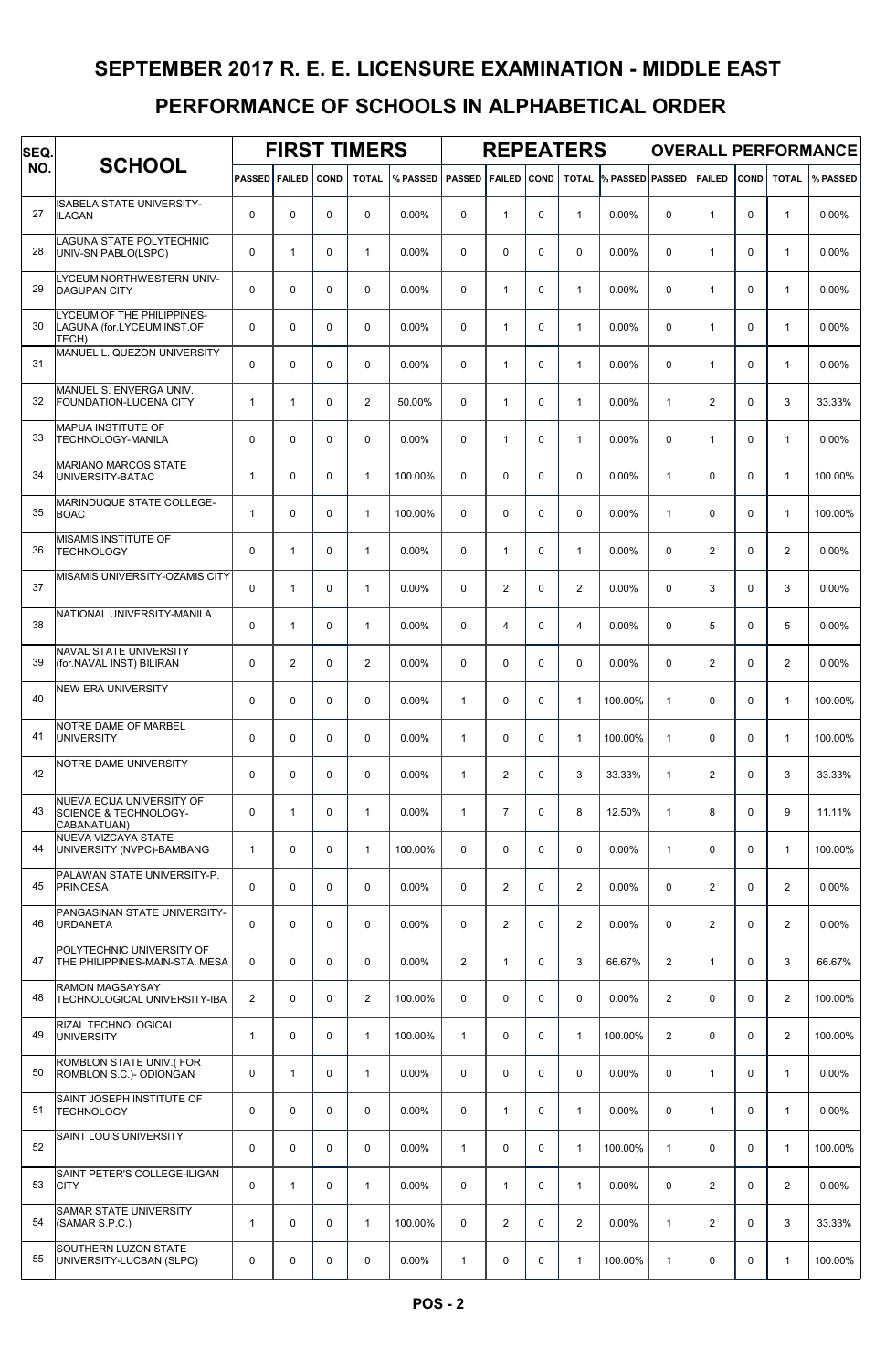# SEPTEMBER 2017 R. E. E. LICENSURE EXAMINATION - MIDDLE EAST

## PERFORMANCE OF SCHOOLS IN ALPHABETICAL ORDER

| SEQ. NO. | SCHOOL | FIRST TIMERS | | | | | REPEATERS | | | | | OVERALL PERFORMANCE | | | | |
|---|---|---|---|---|---|---|---|---|---|---|---|---|---|---|---|---|
| | | PASSED | FAILED | COND | TOTAL | % PASSED | PASSED | FAILED | COND | TOTAL | % PASSED | PASSED | FAILED | COND | TOTAL | % PASSED |
| 27 | ISABELA STATE UNIVERSITY-ILAGAN | 0 | 0 | 0 | 0 | 0.00% | 0 | 1 | 0 | 1 | 0.00% | 0 | 1 | 0 | 1 | 0.00% |
| 28 | LAGUNA STATE POLYTECHNIC UNIV-SN PABLO(LSPC) | 0 | 1 | 0 | 1 | 0.00% | 0 | 0 | 0 | 0 | 0.00% | 0 | 1 | 0 | 1 | 0.00% |
| 29 | LYCEUM NORTHWESTERN UNIV-DAGUPAN CITY | 0 | 0 | 0 | 0 | 0.00% | 0 | 1 | 0 | 1 | 0.00% | 0 | 1 | 0 | 1 | 0.00% |
| 30 | LYCEUM OF THE PHILIPPINES-LAGUNA (for.LYCEUM INST.OF TECH) | 0 | 0 | 0 | 0 | 0.00% | 0 | 1 | 0 | 1 | 0.00% | 0 | 1 | 0 | 1 | 0.00% |
| 31 | MANUEL L. QUEZON UNIVERSITY | 0 | 0 | 0 | 0 | 0.00% | 0 | 1 | 0 | 1 | 0.00% | 0 | 1 | 0 | 1 | 0.00% |
| 32 | MANUEL S. ENVERGA UNIV. FOUNDATION-LUCENA CITY | 1 | 1 | 0 | 2 | 50.00% | 0 | 1 | 0 | 1 | 0.00% | 1 | 2 | 0 | 3 | 33.33% |
| 33 | MAPUA INSTITUTE OF TECHNOLOGY-MANILA | 0 | 0 | 0 | 0 | 0.00% | 0 | 1 | 0 | 1 | 0.00% | 0 | 1 | 0 | 1 | 0.00% |
| 34 | MARIANO MARCOS STATE UNIVERSITY-BATAC | 1 | 0 | 0 | 1 | 100.00% | 0 | 0 | 0 | 0 | 0.00% | 1 | 0 | 0 | 1 | 100.00% |
| 35 | MARINDUQUE STATE COLLEGE-BOAC | 1 | 0 | 0 | 1 | 100.00% | 0 | 0 | 0 | 0 | 0.00% | 1 | 0 | 0 | 1 | 100.00% |
| 36 | MISAMIS INSTITUTE OF TECHNOLOGY | 0 | 1 | 0 | 1 | 0.00% | 0 | 1 | 0 | 1 | 0.00% | 0 | 2 | 0 | 2 | 0.00% |
| 37 | MISAMIS UNIVERSITY-OZAMIS CITY | 0 | 1 | 0 | 1 | 0.00% | 0 | 2 | 0 | 2 | 0.00% | 0 | 3 | 0 | 3 | 0.00% |
| 38 | NATIONAL UNIVERSITY-MANILA | 0 | 1 | 0 | 1 | 0.00% | 0 | 4 | 0 | 4 | 0.00% | 0 | 5 | 0 | 5 | 0.00% |
| 39 | NAVAL STATE UNIVERSITY (for.NAVAL INST) BILIRAN | 0 | 2 | 0 | 2 | 0.00% | 0 | 0 | 0 | 0 | 0.00% | 0 | 2 | 0 | 2 | 0.00% |
| 40 | NEW ERA UNIVERSITY | 0 | 0 | 0 | 0 | 0.00% | 1 | 0 | 0 | 1 | 100.00% | 1 | 0 | 0 | 1 | 100.00% |
| 41 | NOTRE DAME OF MARBEL UNIVERSITY | 0 | 0 | 0 | 0 | 0.00% | 1 | 0 | 0 | 1 | 100.00% | 1 | 0 | 0 | 1 | 100.00% |
| 42 | NOTRE DAME UNIVERSITY | 0 | 0 | 0 | 0 | 0.00% | 1 | 2 | 0 | 3 | 33.33% | 1 | 2 | 0 | 3 | 33.33% |
| 43 | NUEVA ECIJA UNIVERSITY OF SCIENCE & TECHNOLOGY-CABANATUAN) | 0 | 1 | 0 | 1 | 0.00% | 1 | 7 | 0 | 8 | 12.50% | 1 | 8 | 0 | 9 | 11.11% |
| 44 | NUEVA VIZCAYA STATE UNIVERSITY (NVPC)-BAMBANG | 1 | 0 | 0 | 1 | 100.00% | 0 | 0 | 0 | 0 | 0.00% | 1 | 0 | 0 | 1 | 100.00% |
| 45 | PALAWAN STATE UNIVERSITY-P. PRINCESA | 0 | 0 | 0 | 0 | 0.00% | 0 | 2 | 0 | 2 | 0.00% | 0 | 2 | 0 | 2 | 0.00% |
| 46 | PANGASINAN STATE UNIVERSITY-URDANETA | 0 | 0 | 0 | 0 | 0.00% | 0 | 2 | 0 | 2 | 0.00% | 0 | 2 | 0 | 2 | 0.00% |
| 47 | POLYTECHNIC UNIVERSITY OF THE PHILIPPINES-MAIN-STA. MESA | 0 | 0 | 0 | 0 | 0.00% | 2 | 1 | 0 | 3 | 66.67% | 2 | 1 | 0 | 3 | 66.67% |
| 48 | RAMON MAGSAYSAY TECHNOLOGICAL UNIVERSITY-IBA | 2 | 0 | 0 | 2 | 100.00% | 0 | 0 | 0 | 0 | 0.00% | 2 | 0 | 0 | 2 | 100.00% |
| 49 | RIZAL TECHNOLOGICAL UNIVERSITY | 1 | 0 | 0 | 1 | 100.00% | 1 | 0 | 0 | 1 | 100.00% | 2 | 0 | 0 | 2 | 100.00% |
| 50 | ROMBLON STATE UNIV.( FOR ROMBLON S.C.)- ODIONGAN | 0 | 1 | 0 | 1 | 0.00% | 0 | 0 | 0 | 0 | 0.00% | 0 | 1 | 0 | 1 | 0.00% |
| 51 | SAINT JOSEPH INSTITUTE OF TECHNOLOGY | 0 | 0 | 0 | 0 | 0.00% | 0 | 1 | 0 | 1 | 0.00% | 0 | 1 | 0 | 1 | 0.00% |
| 52 | SAINT LOUIS UNIVERSITY | 0 | 0 | 0 | 0 | 0.00% | 1 | 0 | 0 | 1 | 100.00% | 1 | 0 | 0 | 1 | 100.00% |
| 53 | SAINT PETER'S COLLEGE-ILIGAN CITY | 0 | 1 | 0 | 1 | 0.00% | 0 | 1 | 0 | 1 | 0.00% | 0 | 2 | 0 | 2 | 0.00% |
| 54 | SAMAR STATE UNIVERSITY (SAMAR S.P.C.) | 1 | 0 | 0 | 1 | 100.00% | 0 | 2 | 0 | 2 | 0.00% | 1 | 2 | 0 | 3 | 33.33% |
| 55 | SOUTHERN LUZON STATE UNIVERSITY-LUCBAN (SLPC) | 0 | 0 | 0 | 0 | 0.00% | 1 | 0 | 0 | 1 | 100.00% | 1 | 0 | 0 | 1 | 100.00% |

POS - 2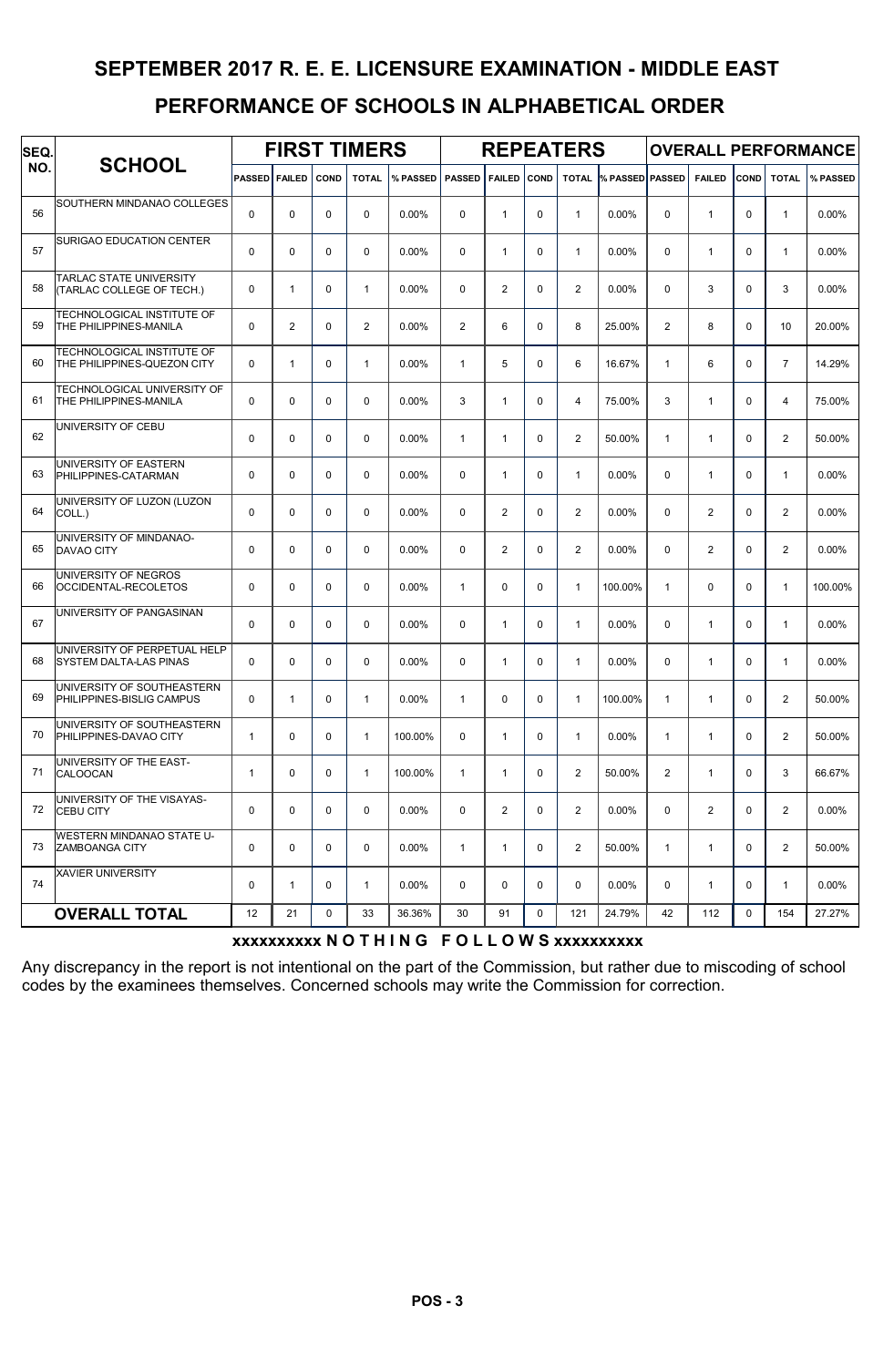# SEPTEMBER 2017 R. E. E. LICENSURE EXAMINATION - MIDDLE EAST

## PERFORMANCE OF SCHOOLS IN ALPHABETICAL ORDER

| SEQ. NO. | SCHOOL | FIRST TIMERS | | | | | REPEATERS | | | | | OVERALL PERFORMANCE | | | | |
|---|---|---|---|---|---|---|---|---|---|---|---|---|---|---|---|---|
| | | PASSED | FAILED | COND | TOTAL | % PASSED | PASSED | FAILED | COND | TOTAL | % PASSED | PASSED | FAILED | COND | TOTAL | % PASSED |
| 56 | SOUTHERN MINDANAO COLLEGES | 0 | 0 | 0 | 0 | 0.00% | 0 | 1 | 0 | 1 | 0.00% | 0 | 1 | 0 | 1 | 0.00% |
| 57 | SURIGAO EDUCATION CENTER | 0 | 0 | 0 | 0 | 0.00% | 0 | 1 | 0 | 1 | 0.00% | 0 | 1 | 0 | 1 | 0.00% |
| 58 | TARLAC STATE UNIVERSITY (TARLAC COLLEGE OF TECH.) | 0 | 1 | 0 | 1 | 0.00% | 0 | 2 | 0 | 2 | 0.00% | 0 | 3 | 0 | 3 | 0.00% |
| 59 | TECHNOLOGICAL INSTITUTE OF THE PHILIPPINES-MANILA | 0 | 2 | 0 | 2 | 0.00% | 2 | 6 | 0 | 8 | 25.00% | 2 | 8 | 0 | 10 | 20.00% |
| 60 | TECHNOLOGICAL INSTITUTE OF THE PHILIPPINES-QUEZON CITY | 0 | 1 | 0 | 1 | 0.00% | 1 | 5 | 0 | 6 | 16.67% | 1 | 6 | 0 | 7 | 14.29% |
| 61 | TECHNOLOGICAL UNIVERSITY OF THE PHILIPPINES-MANILA | 0 | 0 | 0 | 0 | 0.00% | 3 | 1 | 0 | 4 | 75.00% | 3 | 1 | 0 | 4 | 75.00% |
| 62 | UNIVERSITY OF CEBU | 0 | 0 | 0 | 0 | 0.00% | 1 | 1 | 0 | 2 | 50.00% | 1 | 1 | 0 | 2 | 50.00% |
| 63 | UNIVERSITY OF EASTERN PHILIPPINES-CATARMAN | 0 | 0 | 0 | 0 | 0.00% | 0 | 1 | 0 | 1 | 0.00% | 0 | 1 | 0 | 1 | 0.00% |
| 64 | UNIVERSITY OF LUZON (LUZON COLL.) | 0 | 0 | 0 | 0 | 0.00% | 0 | 2 | 0 | 2 | 0.00% | 0 | 2 | 0 | 2 | 0.00% |
| 65 | UNIVERSITY OF MINDANAO-DAVAO CITY | 0 | 0 | 0 | 0 | 0.00% | 0 | 2 | 0 | 2 | 0.00% | 0 | 2 | 0 | 2 | 0.00% |
| 66 | UNIVERSITY OF NEGROS OCCIDENTAL-RECOLETOS | 0 | 0 | 0 | 0 | 0.00% | 1 | 0 | 0 | 1 | 100.00% | 1 | 0 | 0 | 1 | 100.00% |
| 67 | UNIVERSITY OF PANGASINAN | 0 | 0 | 0 | 0 | 0.00% | 0 | 1 | 0 | 1 | 0.00% | 0 | 1 | 0 | 1 | 0.00% |
| 68 | UNIVERSITY OF PERPETUAL HELP SYSTEM DALTA-LAS PINAS | 0 | 0 | 0 | 0 | 0.00% | 0 | 1 | 0 | 1 | 0.00% | 0 | 1 | 0 | 1 | 0.00% |
| 69 | UNIVERSITY OF SOUTHEASTERN PHILIPPINES-BISLIG CAMPUS | 0 | 1 | 0 | 1 | 0.00% | 1 | 0 | 0 | 1 | 100.00% | 1 | 1 | 0 | 2 | 50.00% |
| 70 | UNIVERSITY OF SOUTHEASTERN PHILIPPINES-DAVAO CITY | 1 | 0 | 0 | 1 | 100.00% | 0 | 1 | 0 | 1 | 0.00% | 1 | 1 | 0 | 2 | 50.00% |
| 71 | UNIVERSITY OF THE EAST-CALOOCAN | 1 | 0 | 0 | 1 | 100.00% | 1 | 1 | 0 | 2 | 50.00% | 2 | 1 | 0 | 3 | 66.67% |
| 72 | UNIVERSITY OF THE VISAYAS-CEBU CITY | 0 | 0 | 0 | 0 | 0.00% | 0 | 2 | 0 | 2 | 0.00% | 0 | 2 | 0 | 2 | 0.00% |
| 73 | WESTERN MINDANAO STATE U-ZAMBOANGA CITY | 0 | 0 | 0 | 0 | 0.00% | 1 | 1 | 0 | 2 | 50.00% | 1 | 1 | 0 | 2 | 50.00% |
| 74 | XAVIER UNIVERSITY | 0 | 1 | 0 | 1 | 0.00% | 0 | 0 | 0 | 0 | 0.00% | 0 | 1 | 0 | 1 | 0.00% |
| | **OVERALL TOTAL** | 12 | 21 | 0 | 33 | 36.36% | 30 | 91 | 0 | 121 | 24.79% | 42 | 112 | 0 | 154 | 27.27% |

**xxxxxxxxxx N O T H I N G F O L L O W S xxxxxxxxxx**

Any discrepancy in the report is not intentional on the part of the Commission, but rather due to miscoding of school codes by the examinees themselves. Concerned schools may write the Commission for correction.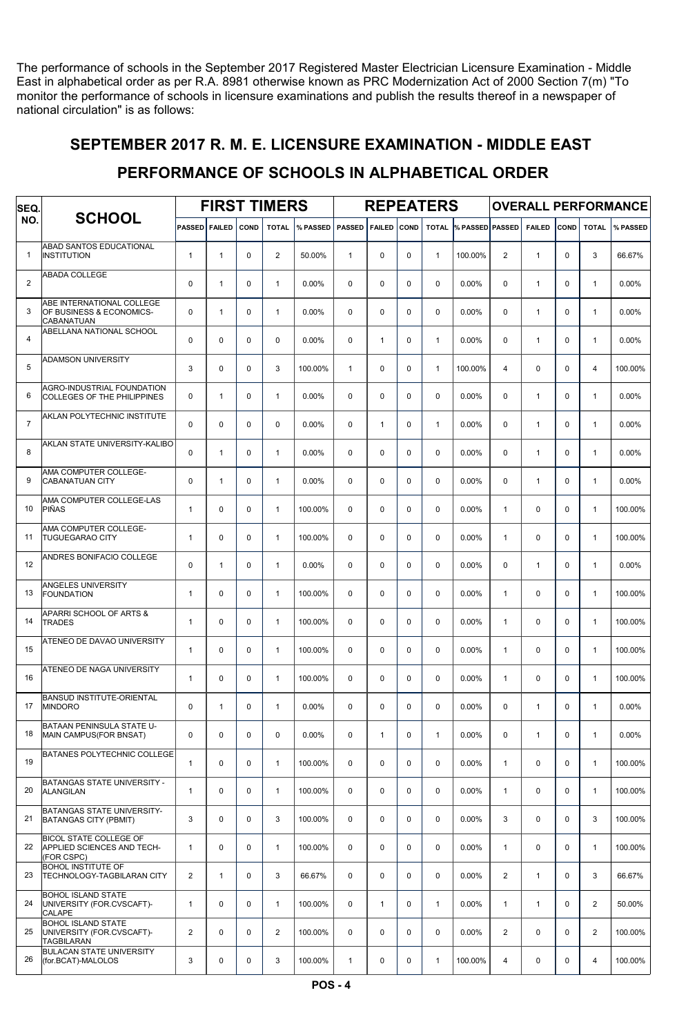The performance of schools in the September 2017 Registered Master Electrician Licensure Examination - Middle East in alphabetical order as per R.A. 8981 otherwise known as PRC Modernization Act of 2000 Section 7(m) "To monitor the performance of schools in licensure examinations and publish the results thereof in a newspaper of national circulation" is as follows:

## SEPTEMBER 2017 R. M. E. LICENSURE EXAMINATION - MIDDLE EAST

## PERFORMANCE OF SCHOOLS IN ALPHABETICAL ORDER

| SEQ. NO. | SCHOOL | FIRST TIMERS | | | | | REPEATERS | | | | | OVERALL PERFORMANCE | | | | |
|---|---|---|---|---|---|---|---|---|---|---|---|---|---|---|---|---|
| | | PASSED | FAILED | COND | TOTAL | % PASSED | PASSED | FAILED | COND | TOTAL | % PASSED | PASSED | FAILED | COND | TOTAL | % PASSED |
| 1 | ABAD SANTOS EDUCATIONAL INSTITUTION | 1 | 1 | 0 | 2 | 50.00% | 1 | 0 | 0 | 1 | 100.00% | 2 | 1 | 0 | 3 | 66.67% |
| 2 | ABADA COLLEGE | 0 | 1 | 0 | 1 | 0.00% | 0 | 0 | 0 | 0 | 0.00% | 0 | 1 | 0 | 1 | 0.00% |
| 3 | ABE INTERNATIONAL COLLEGE OF BUSINESS & ECONOMICS-CABANATUAN | 0 | 1 | 0 | 1 | 0.00% | 0 | 0 | 0 | 0 | 0.00% | 0 | 1 | 0 | 1 | 0.00% |
| 4 | ABELLANA NATIONAL SCHOOL | 0 | 0 | 0 | 0 | 0.00% | 0 | 1 | 0 | 1 | 0.00% | 0 | 1 | 0 | 1 | 0.00% |
| 5 | ADAMSON UNIVERSITY | 3 | 0 | 0 | 3 | 100.00% | 1 | 0 | 0 | 1 | 100.00% | 4 | 0 | 0 | 4 | 100.00% |
| 6 | AGRO-INDUSTRIAL FOUNDATION COLLEGES OF THE PHILIPPINES | 0 | 1 | 0 | 1 | 0.00% | 0 | 0 | 0 | 0 | 0.00% | 0 | 1 | 0 | 1 | 0.00% |
| 7 | AKLAN POLYTECHNIC INSTITUTE | 0 | 0 | 0 | 0 | 0.00% | 0 | 1 | 0 | 1 | 0.00% | 0 | 1 | 0 | 1 | 0.00% |
| 8 | AKLAN STATE UNIVERSITY-KALIBO | 0 | 1 | 0 | 1 | 0.00% | 0 | 0 | 0 | 0 | 0.00% | 0 | 1 | 0 | 1 | 0.00% |
| 9 | AMA COMPUTER COLLEGE-CABANATUAN CITY | 0 | 1 | 0 | 1 | 0.00% | 0 | 0 | 0 | 0 | 0.00% | 0 | 1 | 0 | 1 | 0.00% |
| 10 | AMA COMPUTER COLLEGE-LAS PIÑAS | 1 | 0 | 0 | 1 | 100.00% | 0 | 0 | 0 | 0 | 0.00% | 1 | 0 | 0 | 1 | 100.00% |
| 11 | AMA COMPUTER COLLEGE-TUGUEGARAO CITY | 1 | 0 | 0 | 1 | 100.00% | 0 | 0 | 0 | 0 | 0.00% | 1 | 0 | 0 | 1 | 100.00% |
| 12 | ANDRES BONIFACIO COLLEGE | 0 | 1 | 0 | 1 | 0.00% | 0 | 0 | 0 | 0 | 0.00% | 0 | 1 | 0 | 1 | 0.00% |
| 13 | ANGELES UNIVERSITY FOUNDATION | 1 | 0 | 0 | 1 | 100.00% | 0 | 0 | 0 | 0 | 0.00% | 1 | 0 | 0 | 1 | 100.00% |
| 14 | APARRI SCHOOL OF ARTS & TRADES | 1 | 0 | 0 | 1 | 100.00% | 0 | 0 | 0 | 0 | 0.00% | 1 | 0 | 0 | 1 | 100.00% |
| 15 | ATENEO DE DAVAO UNIVERSITY | 1 | 0 | 0 | 1 | 100.00% | 0 | 0 | 0 | 0 | 0.00% | 1 | 0 | 0 | 1 | 100.00% |
| 16 | ATENEO DE NAGA UNIVERSITY | 1 | 0 | 0 | 1 | 100.00% | 0 | 0 | 0 | 0 | 0.00% | 1 | 0 | 0 | 1 | 100.00% |
| 17 | BANSUD INSTITUTE-ORIENTAL MINDORO | 0 | 1 | 0 | 1 | 0.00% | 0 | 0 | 0 | 0 | 0.00% | 0 | 1 | 0 | 1 | 0.00% |
| 18 | BATAAN PENINSULA STATE U-MAIN CAMPUS(FOR BNSAT) | 0 | 0 | 0 | 0 | 0.00% | 0 | 1 | 0 | 1 | 0.00% | 0 | 1 | 0 | 1 | 0.00% |
| 19 | BATANES POLYTECHNIC COLLEGE | 1 | 0 | 0 | 1 | 100.00% | 0 | 0 | 0 | 0 | 0.00% | 1 | 0 | 0 | 1 | 100.00% |
| 20 | BATANGAS STATE UNIVERSITY - ALANGILAN | 1 | 0 | 0 | 1 | 100.00% | 0 | 0 | 0 | 0 | 0.00% | 1 | 0 | 0 | 1 | 100.00% |
| 21 | BATANGAS STATE UNIVERSITY-BATANGAS CITY (PBMIT) | 3 | 0 | 0 | 3 | 100.00% | 0 | 0 | 0 | 0 | 0.00% | 3 | 0 | 0 | 3 | 100.00% |
| 22 | BICOL STATE COLLEGE OF APPLIED SCIENCES AND TECH-(FOR CSPC) | 1 | 0 | 0 | 1 | 100.00% | 0 | 0 | 0 | 0 | 0.00% | 1 | 0 | 0 | 1 | 100.00% |
| 23 | BOHOL INSTITUTE OF TECHNOLOGY-TAGBILARAN CITY | 2 | 1 | 0 | 3 | 66.67% | 0 | 0 | 0 | 0 | 0.00% | 2 | 1 | 0 | 3 | 66.67% |
| 24 | BOHOL ISLAND STATE UNIVERSITY (FOR.CVSCAFT)-CALAPE | 1 | 0 | 0 | 1 | 100.00% | 0 | 1 | 0 | 1 | 0.00% | 1 | 1 | 0 | 2 | 50.00% |
| 25 | BOHOL ISLAND STATE UNIVERSITY (FOR.CVSCAFT)-TAGBILARAN | 2 | 0 | 0 | 2 | 100.00% | 0 | 0 | 0 | 0 | 0.00% | 2 | 0 | 0 | 2 | 100.00% |
| 26 | BULACAN STATE UNIVERSITY (for.BCAT)-MALOLOS | 3 | 0 | 0 | 3 | 100.00% | 1 | 0 | 0 | 1 | 100.00% | 4 | 0 | 0 | 4 | 100.00% |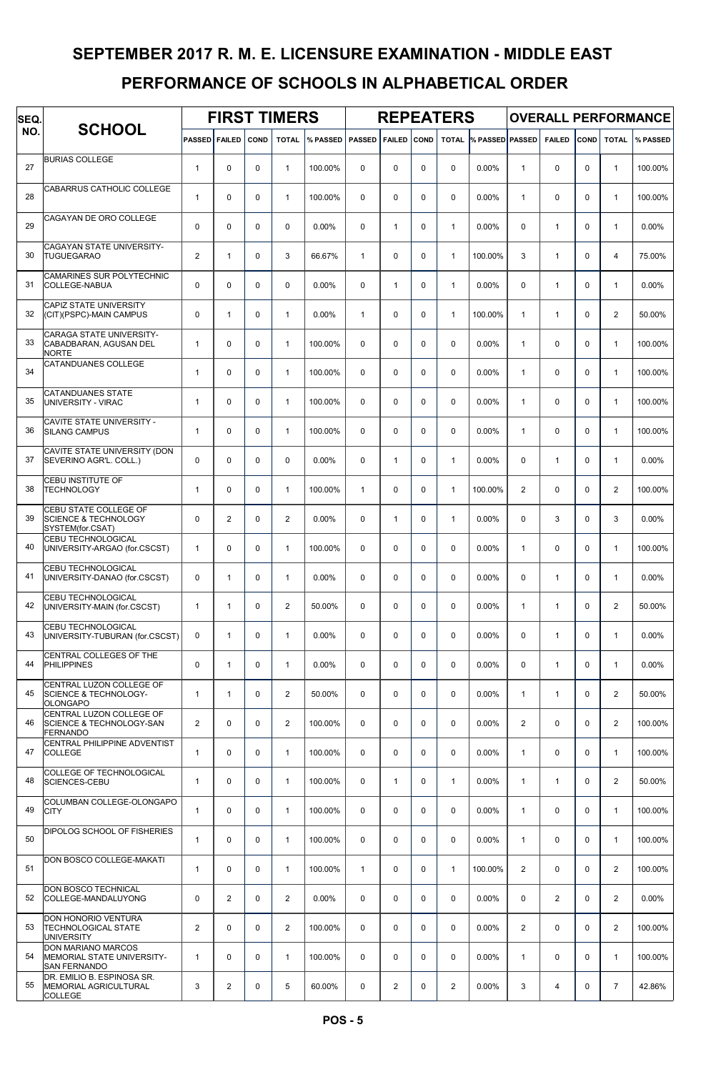# SEPTEMBER 2017 R. M. E. LICENSURE EXAMINATION - MIDDLE EAST

## PERFORMANCE OF SCHOOLS IN ALPHABETICAL ORDER

| SEQ. NO. | SCHOOL | FIRST TIMERS | | | | | REPEATERS | | | | | OVERALL PERFORMANCE | | | | |
|---|---|---|---|---|---|---|---|---|---|---|---|---|---|---|---|---|
| | | PASSED | FAILED | COND | TOTAL | % PASSED | PASSED | FAILED | COND | TOTAL | % PASSED | PASSED | FAILED | COND | TOTAL | % PASSED |
| 27 | BURIAS COLLEGE | 1 | 0 | 0 | 1 | 100.00% | 0 | 0 | 0 | 0 | 0.00% | 1 | 0 | 0 | 1 | 100.00% |
| 28 | CABARRUS CATHOLIC COLLEGE | 1 | 0 | 0 | 1 | 100.00% | 0 | 0 | 0 | 0 | 0.00% | 1 | 0 | 0 | 1 | 100.00% |
| 29 | CAGAYAN DE ORO COLLEGE | 0 | 0 | 0 | 0 | 0.00% | 0 | 1 | 0 | 1 | 0.00% | 0 | 1 | 0 | 1 | 0.00% |
| 30 | CAGAYAN STATE UNIVERSITY-TUGUEGARAO | 2 | 1 | 0 | 3 | 66.67% | 1 | 0 | 0 | 1 | 100.00% | 3 | 1 | 0 | 4 | 75.00% |
| 31 | CAMARINES SUR POLYTECHNIC COLLEGE-NABUA | 0 | 0 | 0 | 0 | 0.00% | 0 | 1 | 0 | 1 | 0.00% | 0 | 1 | 0 | 1 | 0.00% |
| 32 | CAPIZ STATE UNIVERSITY (CIT)(PSPC)-MAIN CAMPUS | 0 | 1 | 0 | 1 | 0.00% | 1 | 0 | 0 | 1 | 100.00% | 1 | 1 | 0 | 2 | 50.00% |
| 33 | CARAGA STATE UNIVERSITY-CABADBARAN, AGUSAN DEL NORTE | 1 | 0 | 0 | 1 | 100.00% | 0 | 0 | 0 | 0 | 0.00% | 1 | 0 | 0 | 1 | 100.00% |
| 34 | CATANDUANES COLLEGE | 1 | 0 | 0 | 1 | 100.00% | 0 | 0 | 0 | 0 | 0.00% | 1 | 0 | 0 | 1 | 100.00% |
| 35 | CATANDUANES STATE UNIVERSITY - VIRAC | 1 | 0 | 0 | 1 | 100.00% | 0 | 0 | 0 | 0 | 0.00% | 1 | 0 | 0 | 1 | 100.00% |
| 36 | CAVITE STATE UNIVERSITY - SILANG CAMPUS | 1 | 0 | 0 | 1 | 100.00% | 0 | 0 | 0 | 0 | 0.00% | 1 | 0 | 0 | 1 | 100.00% |
| 37 | CAVITE STATE UNIVERSITY (DON SEVERINO AGR'L. COLL.) | 0 | 0 | 0 | 0 | 0.00% | 0 | 1 | 0 | 1 | 0.00% | 0 | 1 | 0 | 1 | 0.00% |
| 38 | CEBU INSTITUTE OF TECHNOLOGY | 1 | 0 | 0 | 1 | 100.00% | 1 | 0 | 0 | 1 | 100.00% | 2 | 0 | 0 | 2 | 100.00% |
| 39 | CEBU STATE COLLEGE OF SCIENCE & TECHNOLOGY SYSTEM(for.CSAT) | 0 | 2 | 0 | 2 | 0.00% | 0 | 1 | 0 | 1 | 0.00% | 0 | 3 | 0 | 3 | 0.00% |
| 40 | CEBU TECHNOLOGICAL UNIVERSITY-ARGAO (for.CSCST) | 1 | 0 | 0 | 1 | 100.00% | 0 | 0 | 0 | 0 | 0.00% | 1 | 0 | 0 | 1 | 100.00% |
| 41 | CEBU TECHNOLOGICAL UNIVERSITY-DANAO (for.CSCST) | 0 | 1 | 0 | 1 | 0.00% | 0 | 0 | 0 | 0 | 0.00% | 0 | 1 | 0 | 1 | 0.00% |
| 42 | CEBU TECHNOLOGICAL UNIVERSITY-MAIN (for.CSCST) | 1 | 1 | 0 | 2 | 50.00% | 0 | 0 | 0 | 0 | 0.00% | 1 | 1 | 0 | 2 | 50.00% |
| 43 | CEBU TECHNOLOGICAL UNIVERSITY-TUBURAN (for.CSCST) | 0 | 1 | 0 | 1 | 0.00% | 0 | 0 | 0 | 0 | 0.00% | 0 | 1 | 0 | 1 | 0.00% |
| 44 | CENTRAL COLLEGES OF THE PHILIPPINES | 0 | 1 | 0 | 1 | 0.00% | 0 | 0 | 0 | 0 | 0.00% | 0 | 1 | 0 | 1 | 0.00% |
| 45 | CENTRAL LUZON COLLEGE OF SCIENCE & TECHNOLOGY-OLONGAPO | 1 | 1 | 0 | 2 | 50.00% | 0 | 0 | 0 | 0 | 0.00% | 1 | 1 | 0 | 2 | 50.00% |
| 46 | CENTRAL LUZON COLLEGE OF SCIENCE & TECHNOLOGY-SAN FERNANDO | 2 | 0 | 0 | 2 | 100.00% | 0 | 0 | 0 | 0 | 0.00% | 2 | 0 | 0 | 2 | 100.00% |
| 47 | CENTRAL PHILIPPINE ADVENTIST COLLEGE | 1 | 0 | 0 | 1 | 100.00% | 0 | 0 | 0 | 0 | 0.00% | 1 | 0 | 0 | 1 | 100.00% |
| 48 | COLLEGE OF TECHNOLOGICAL SCIENCES-CEBU | 1 | 0 | 0 | 1 | 100.00% | 0 | 1 | 0 | 1 | 0.00% | 1 | 1 | 0 | 2 | 50.00% |
| 49 | COLUMBAN COLLEGE-OLONGAPO CITY | 1 | 0 | 0 | 1 | 100.00% | 0 | 0 | 0 | 0 | 0.00% | 1 | 0 | 0 | 1 | 100.00% |
| 50 | DIPOLOG SCHOOL OF FISHERIES | 1 | 0 | 0 | 1 | 100.00% | 0 | 0 | 0 | 0 | 0.00% | 1 | 0 | 0 | 1 | 100.00% |
| 51 | DON BOSCO COLLEGE-MAKATI | 1 | 0 | 0 | 1 | 100.00% | 1 | 0 | 0 | 1 | 100.00% | 2 | 0 | 0 | 2 | 100.00% |
| 52 | DON BOSCO TECHNICAL COLLEGE-MANDALUYONG | 0 | 2 | 0 | 2 | 0.00% | 0 | 0 | 0 | 0 | 0.00% | 0 | 2 | 0 | 2 | 0.00% |
| 53 | DON HONORIO VENTURA TECHNOLOGICAL STATE UNIVERSITY | 2 | 0 | 0 | 2 | 100.00% | 0 | 0 | 0 | 0 | 0.00% | 2 | 0 | 0 | 2 | 100.00% |
| 54 | DON MARIANO MARCOS MEMORIAL STATE UNIVERSITY-SAN FERNANDO | 1 | 0 | 0 | 1 | 100.00% | 0 | 0 | 0 | 0 | 0.00% | 1 | 0 | 0 | 1 | 100.00% |
| 55 | DR. EMILIO B. ESPINOSA SR. MEMORIAL AGRICULTURAL COLLEGE | 3 | 2 | 0 | 5 | 60.00% | 0 | 2 | 0 | 2 | 0.00% | 3 | 4 | 0 | 7 | 42.86% |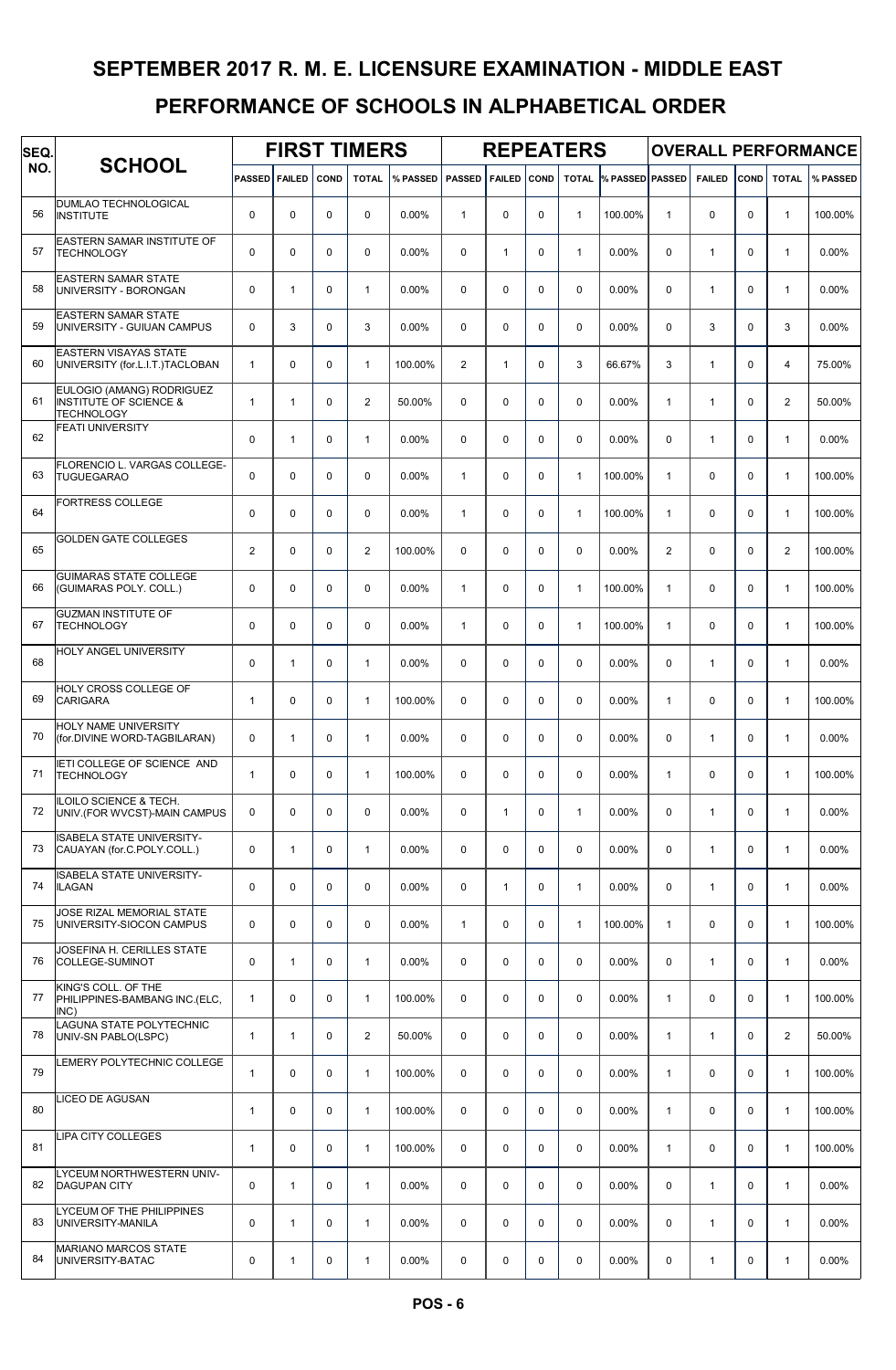# SEPTEMBER 2017 R. M. E. LICENSURE EXAMINATION - MIDDLE EAST

## PERFORMANCE OF SCHOOLS IN ALPHABETICAL ORDER

| SEQ. NO. | SCHOOL | FIRST TIMERS | | | | | REPEATERS | | | | | OVERALL PERFORMANCE | | | | |
|---|---|---|---|---|---|---|---|---|---|---|---|---|---|---|---|---|
| | | PASSED | FAILED | COND | TOTAL | % PASSED | PASSED | FAILED | COND | TOTAL | % PASSED | PASSED | FAILED | COND | TOTAL | % PASSED |
| 56 | DUMLAO TECHNOLOGICAL INSTITUTE | 0 | 0 | 0 | 0 | 0.00% | 1 | 0 | 0 | 1 | 100.00% | 1 | 0 | 0 | 1 | 100.00% |
| 57 | EASTERN SAMAR INSTITUTE OF TECHNOLOGY | 0 | 0 | 0 | 0 | 0.00% | 0 | 1 | 0 | 1 | 0.00% | 0 | 1 | 0 | 1 | 0.00% |
| 58 | EASTERN SAMAR STATE UNIVERSITY - BORONGAN | 0 | 1 | 0 | 1 | 0.00% | 0 | 0 | 0 | 0 | 0.00% | 0 | 1 | 0 | 1 | 0.00% |
| 59 | EASTERN SAMAR STATE UNIVERSITY - GUIUAN CAMPUS | 0 | 3 | 0 | 3 | 0.00% | 0 | 0 | 0 | 0 | 0.00% | 0 | 3 | 0 | 3 | 0.00% |
| 60 | EASTERN VISAYAS STATE UNIVERSITY (for.L.I.T.)TACLOBAN | 1 | 0 | 0 | 1 | 100.00% | 2 | 1 | 0 | 3 | 66.67% | 3 | 1 | 0 | 4 | 75.00% |
| 61 | EULOGIO (AMANG) RODRIGUEZ INSTITUTE OF SCIENCE & TECHNOLOGY | 1 | 1 | 0 | 2 | 50.00% | 0 | 0 | 0 | 0 | 0.00% | 1 | 1 | 0 | 2 | 50.00% |
| 62 | FEATI UNIVERSITY | 0 | 1 | 0 | 1 | 0.00% | 0 | 0 | 0 | 0 | 0.00% | 0 | 1 | 0 | 1 | 0.00% |
| 63 | FLORENCIO L. VARGAS COLLEGE-TUGUEGARAO | 0 | 0 | 0 | 0 | 0.00% | 1 | 0 | 0 | 1 | 100.00% | 1 | 0 | 0 | 1 | 100.00% |
| 64 | FORTRESS COLLEGE | 0 | 0 | 0 | 0 | 0.00% | 1 | 0 | 0 | 1 | 100.00% | 1 | 0 | 0 | 1 | 100.00% |
| 65 | GOLDEN GATE COLLEGES | 2 | 0 | 0 | 2 | 100.00% | 0 | 0 | 0 | 0 | 0.00% | 2 | 0 | 0 | 2 | 100.00% |
| 66 | GUIMARAS STATE COLLEGE (GUIMARAS POLY. COLL.) | 0 | 0 | 0 | 0 | 0.00% | 1 | 0 | 0 | 1 | 100.00% | 1 | 0 | 0 | 1 | 100.00% |
| 67 | GUZMAN INSTITUTE OF TECHNOLOGY | 0 | 0 | 0 | 0 | 0.00% | 1 | 0 | 0 | 1 | 100.00% | 1 | 0 | 0 | 1 | 100.00% |
| 68 | HOLY ANGEL UNIVERSITY | 0 | 1 | 0 | 1 | 0.00% | 0 | 0 | 0 | 0 | 0.00% | 0 | 1 | 0 | 1 | 0.00% |
| 69 | HOLY CROSS COLLEGE OF CARIGARA | 1 | 0 | 0 | 1 | 100.00% | 0 | 0 | 0 | 0 | 0.00% | 1 | 0 | 0 | 1 | 100.00% |
| 70 | HOLY NAME UNIVERSITY (for.DIVINE WORD-TAGBILARAN) | 0 | 1 | 0 | 1 | 0.00% | 0 | 0 | 0 | 0 | 0.00% | 0 | 1 | 0 | 1 | 0.00% |
| 71 | IETI COLLEGE OF SCIENCE AND TECHNOLOGY | 1 | 0 | 0 | 1 | 100.00% | 0 | 0 | 0 | 0 | 0.00% | 1 | 0 | 0 | 1 | 100.00% |
| 72 | ILOILO SCIENCE & TECH. UNIV.(FOR WVCST)-MAIN CAMPUS | 0 | 0 | 0 | 0 | 0.00% | 0 | 1 | 0 | 1 | 0.00% | 0 | 1 | 0 | 1 | 0.00% |
| 73 | ISABELA STATE UNIVERSITY-CAUAYAN (for.C.POLY.COLL.) | 0 | 1 | 0 | 1 | 0.00% | 0 | 0 | 0 | 0 | 0.00% | 0 | 1 | 0 | 1 | 0.00% |
| 74 | ISABELA STATE UNIVERSITY-ILAGAN | 0 | 0 | 0 | 0 | 0.00% | 0 | 1 | 0 | 1 | 0.00% | 0 | 1 | 0 | 1 | 0.00% |
| 75 | JOSE RIZAL MEMORIAL STATE UNIVERSITY-SIOCON CAMPUS | 0 | 0 | 0 | 0 | 0.00% | 1 | 0 | 0 | 1 | 100.00% | 1 | 0 | 0 | 1 | 100.00% |
| 76 | JOSEFINA H. CERILLES STATE COLLEGE-SUMINOT | 0 | 1 | 0 | 1 | 0.00% | 0 | 0 | 0 | 0 | 0.00% | 0 | 1 | 0 | 1 | 0.00% |
| 77 | KING'S COLL. OF THE PHILIPPINES-BAMBANG INC.(ELC, INC) | 1 | 0 | 0 | 1 | 100.00% | 0 | 0 | 0 | 0 | 0.00% | 1 | 0 | 0 | 1 | 100.00% |
| 78 | LAGUNA STATE POLYTECHNIC UNIV-SN PABLO(LSPC) | 1 | 1 | 0 | 2 | 50.00% | 0 | 0 | 0 | 0 | 0.00% | 1 | 1 | 0 | 2 | 50.00% |
| 79 | LEMERY POLYTECHNIC COLLEGE | 1 | 0 | 0 | 1 | 100.00% | 0 | 0 | 0 | 0 | 0.00% | 1 | 0 | 0 | 1 | 100.00% |
| 80 | LICEO DE AGUSAN | 1 | 0 | 0 | 1 | 100.00% | 0 | 0 | 0 | 0 | 0.00% | 1 | 0 | 0 | 1 | 100.00% |
| 81 | LIPA CITY COLLEGES | 1 | 0 | 0 | 1 | 100.00% | 0 | 0 | 0 | 0 | 0.00% | 1 | 0 | 0 | 1 | 100.00% |
| 82 | LYCEUM NORTHWESTERN UNIV-DAGUPAN CITY | 0 | 1 | 0 | 1 | 0.00% | 0 | 0 | 0 | 0 | 0.00% | 0 | 1 | 0 | 1 | 0.00% |
| 83 | LYCEUM OF THE PHILIPPINES UNIVERSITY-MANILA | 0 | 1 | 0 | 1 | 0.00% | 0 | 0 | 0 | 0 | 0.00% | 0 | 1 | 0 | 1 | 0.00% |
| 84 | MARIANO MARCOS STATE UNIVERSITY-BATAC | 0 | 1 | 0 | 1 | 0.00% | 0 | 0 | 0 | 0 | 0.00% | 0 | 1 | 0 | 1 | 0.00% |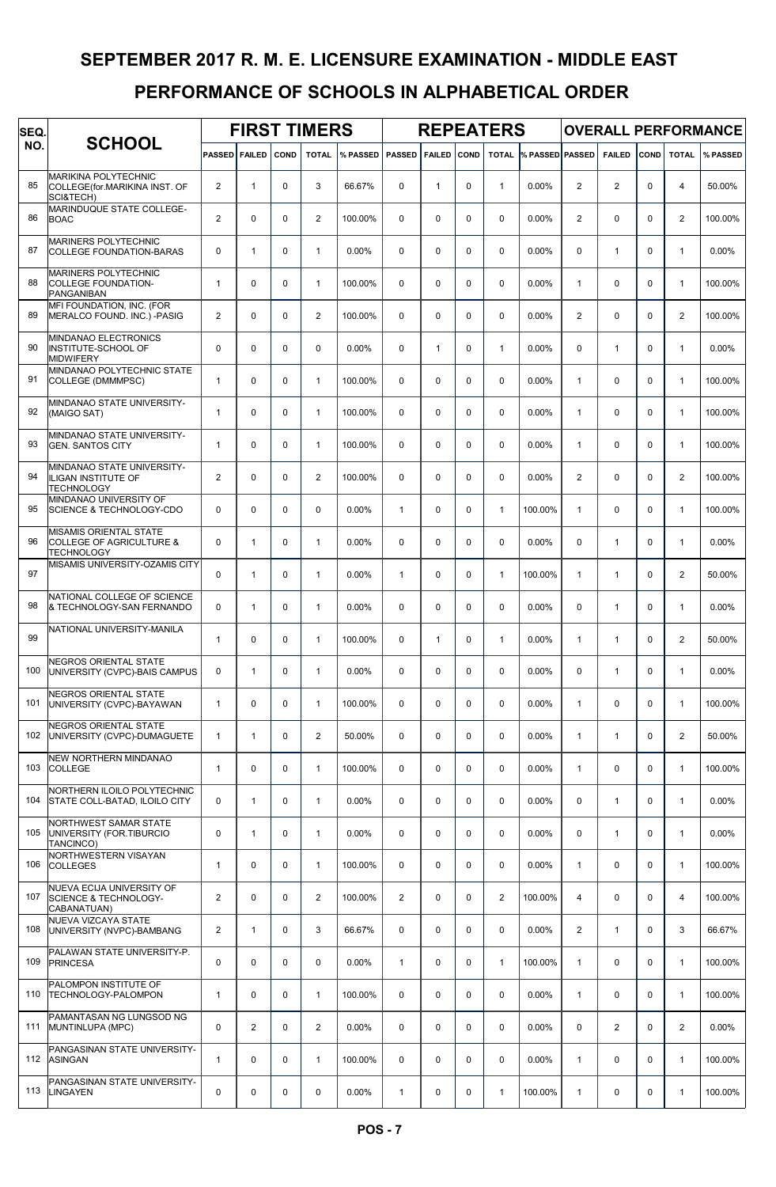# SEPTEMBER 2017 R. M. E. LICENSURE EXAMINATION - MIDDLE EAST

## PERFORMANCE OF SCHOOLS IN ALPHABETICAL ORDER

| SEQ. NO. | SCHOOL | FIRST TIMERS | | | | | REPEATERS | | | | | OVERALL PERFORMANCE | | | | |
|---|---|---|---|---|---|---|---|---|---|---|---|---|---|---|---|---|
| | | PASSED | FAILED | COND | TOTAL | % PASSED | PASSED | FAILED | COND | TOTAL | % PASSED | PASSED | FAILED | COND | TOTAL | % PASSED |
| 85 | MARIKINA POLYTECHNIC COLLEGE(for.MARIKINA INST. OF SCI&TECH) | 2 | 1 | 0 | 3 | 66.67% | 0 | 1 | 0 | 1 | 0.00% | 2 | 2 | 0 | 4 | 50.00% |
| 86 | MARINDUQUE STATE COLLEGE-BOAC | 2 | 0 | 0 | 2 | 100.00% | 0 | 0 | 0 | 0 | 0.00% | 2 | 0 | 0 | 2 | 100.00% |
| 87 | MARINERS POLYTECHNIC COLLEGE FOUNDATION-BARAS | 0 | 1 | 0 | 1 | 0.00% | 0 | 0 | 0 | 0 | 0.00% | 0 | 1 | 0 | 1 | 0.00% |
| 88 | MARINERS POLYTECHNIC COLLEGE FOUNDATION-PANGANIBAN | 1 | 0 | 0 | 1 | 100.00% | 0 | 0 | 0 | 0 | 0.00% | 1 | 0 | 0 | 1 | 100.00% |
| 89 | MFI FOUNDATION, INC. (FOR MERALCO FOUND. INC.) -PASIG | 2 | 0 | 0 | 2 | 100.00% | 0 | 0 | 0 | 0 | 0.00% | 2 | 0 | 0 | 2 | 100.00% |
| 90 | MINDANAO ELECTRONICS INSTITUTE-SCHOOL OF MIDWIFERY | 0 | 0 | 0 | 0 | 0.00% | 0 | 1 | 0 | 1 | 0.00% | 0 | 1 | 0 | 1 | 0.00% |
| 91 | MINDANAO POLYTECHNIC STATE COLLEGE (DMMMPSC) | 1 | 0 | 0 | 1 | 100.00% | 0 | 0 | 0 | 0 | 0.00% | 1 | 0 | 0 | 1 | 100.00% |
| 92 | MINDANAO STATE UNIVERSITY-(MAIGO SAT) | 1 | 0 | 0 | 1 | 100.00% | 0 | 0 | 0 | 0 | 0.00% | 1 | 0 | 0 | 1 | 100.00% |
| 93 | MINDANAO STATE UNIVERSITY-GEN. SANTOS CITY | 1 | 0 | 0 | 1 | 100.00% | 0 | 0 | 0 | 0 | 0.00% | 1 | 0 | 0 | 1 | 100.00% |
| 94 | MINDANAO STATE UNIVERSITY-ILIGAN INSTITUTE OF TECHNOLOGY | 2 | 0 | 0 | 2 | 100.00% | 0 | 0 | 0 | 0 | 0.00% | 2 | 0 | 0 | 2 | 100.00% |
| 95 | MINDANAO UNIVERSITY OF SCIENCE & TECHNOLOGY-CDO | 0 | 0 | 0 | 0 | 0.00% | 1 | 0 | 0 | 1 | 100.00% | 1 | 0 | 0 | 1 | 100.00% |
| 96 | MISAMIS ORIENTAL STATE COLLEGE OF AGRICULTURE & TECHNOLOGY | 0 | 1 | 0 | 1 | 0.00% | 0 | 0 | 0 | 0 | 0.00% | 0 | 1 | 0 | 1 | 0.00% |
| 97 | MISAMIS UNIVERSITY-OZAMIS CITY | 0 | 1 | 0 | 1 | 0.00% | 1 | 0 | 0 | 1 | 100.00% | 1 | 1 | 0 | 2 | 50.00% |
| 98 | NATIONAL COLLEGE OF SCIENCE & TECHNOLOGY-SAN FERNANDO | 0 | 1 | 0 | 1 | 0.00% | 0 | 0 | 0 | 0 | 0.00% | 0 | 1 | 0 | 1 | 0.00% |
| 99 | NATIONAL UNIVERSITY-MANILA | 1 | 0 | 0 | 1 | 100.00% | 0 | 1 | 0 | 1 | 0.00% | 1 | 1 | 0 | 2 | 50.00% |
| 100 | NEGROS ORIENTAL STATE UNIVERSITY (CVPC)-BAIS CAMPUS | 0 | 1 | 0 | 1 | 0.00% | 0 | 0 | 0 | 0 | 0.00% | 0 | 1 | 0 | 1 | 0.00% |
| 101 | NEGROS ORIENTAL STATE UNIVERSITY (CVPC)-BAYAWAN | 1 | 0 | 0 | 1 | 100.00% | 0 | 0 | 0 | 0 | 0.00% | 1 | 0 | 0 | 1 | 100.00% |
| 102 | NEGROS ORIENTAL STATE UNIVERSITY (CVPC)-DUMAGUETE | 1 | 1 | 0 | 2 | 50.00% | 0 | 0 | 0 | 0 | 0.00% | 1 | 1 | 0 | 2 | 50.00% |
| 103 | NEW NORTHERN MINDANAO COLLEGE | 1 | 0 | 0 | 1 | 100.00% | 0 | 0 | 0 | 0 | 0.00% | 1 | 0 | 0 | 1 | 100.00% |
| 104 | NORTHERN ILOILO POLYTECHNIC STATE COLL-BATAD, ILOILO CITY | 0 | 1 | 0 | 1 | 0.00% | 0 | 0 | 0 | 0 | 0.00% | 0 | 1 | 0 | 1 | 0.00% |
| 105 | NORTHWEST SAMAR STATE UNIVERSITY (FOR.TIBURCIO TANCINCO) | 0 | 1 | 0 | 1 | 0.00% | 0 | 0 | 0 | 0 | 0.00% | 0 | 1 | 0 | 1 | 0.00% |
| 106 | NORTHWESTERN VISAYAN COLLEGES | 1 | 0 | 0 | 1 | 100.00% | 0 | 0 | 0 | 0 | 0.00% | 1 | 0 | 0 | 1 | 100.00% |
| 107 | NUEVA ECIJA UNIVERSITY OF SCIENCE & TECHNOLOGY-CABANATUAN) | 2 | 0 | 0 | 2 | 100.00% | 2 | 0 | 0 | 2 | 100.00% | 4 | 0 | 0 | 4 | 100.00% |
| 108 | NUEVA VIZCAYA STATE UNIVERSITY (NVPC)-BAMBANG | 2 | 1 | 0 | 3 | 66.67% | 0 | 0 | 0 | 0 | 0.00% | 2 | 1 | 0 | 3 | 66.67% |
| 109 | PALAWAN STATE UNIVERSITY-P. PRINCESA | 0 | 0 | 0 | 0 | 0.00% | 1 | 0 | 0 | 1 | 100.00% | 1 | 0 | 0 | 1 | 100.00% |
| 110 | PALOMPON INSTITUTE OF TECHNOLOGY-PALOMPON | 1 | 0 | 0 | 1 | 100.00% | 0 | 0 | 0 | 0 | 0.00% | 1 | 0 | 0 | 1 | 100.00% |
| 111 | PAMANTASAN NG LUNGSOD NG MUNTINLUPA (MPC) | 0 | 2 | 0 | 2 | 0.00% | 0 | 0 | 0 | 0 | 0.00% | 0 | 2 | 0 | 2 | 0.00% |
| 112 | PANGASINAN STATE UNIVERSITY-ASINGAN | 1 | 0 | 0 | 1 | 100.00% | 0 | 0 | 0 | 0 | 0.00% | 1 | 0 | 0 | 1 | 100.00% |
| 113 | PANGASINAN STATE UNIVERSITY-LINGAYEN | 0 | 0 | 0 | 0 | 0.00% | 1 | 0 | 0 | 1 | 100.00% | 1 | 0 | 0 | 1 | 100.00% |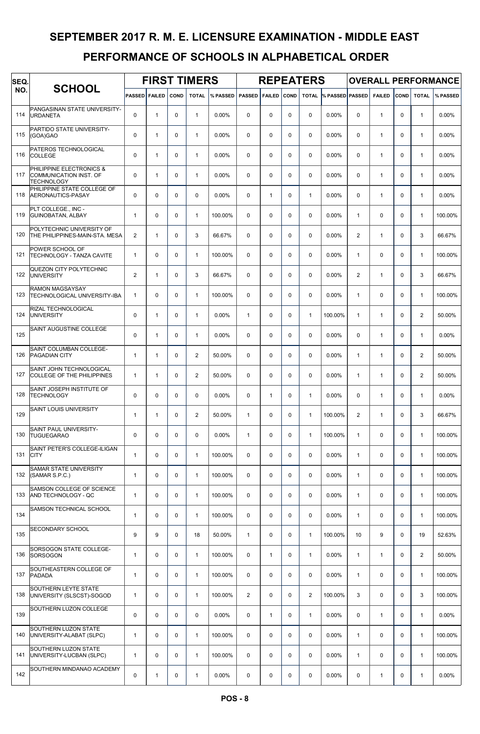# SEPTEMBER 2017 R. M. E. LICENSURE EXAMINATION - MIDDLE EAST

# PERFORMANCE OF SCHOOLS IN ALPHABETICAL ORDER

| SEQ. NO. | SCHOOL | FIRST TIMERS | | | | | REPEATERS | | | | | OVERALL PERFORMANCE | | | | |
|---|---|---|---|---|---|---|---|---|---|---|---|---|---|---|---|---|
| | | PASSED | FAILED | COND | TOTAL | % PASSED | PASSED | FAILED | COND | TOTAL | % PASSED | PASSED | FAILED | COND | TOTAL | % PASSED |
| 114 | PANGASINAN STATE UNIVERSITY-URDANETA | 0 | 1 | 0 | 1 | 0.00% | 0 | 0 | 0 | 0 | 0.00% | 0 | 1 | 0 | 1 | 0.00% |
| 115 | PARTIDO STATE UNIVERSITY-(GOA)GAO | 0 | 1 | 0 | 1 | 0.00% | 0 | 0 | 0 | 0 | 0.00% | 0 | 1 | 0 | 1 | 0.00% |
| 116 | PATEROS TECHNOLOGICAL COLLEGE | 0 | 1 | 0 | 1 | 0.00% | 0 | 0 | 0 | 0 | 0.00% | 0 | 1 | 0 | 1 | 0.00% |
| 117 | PHILIPPINE ELECTRONICS & COMMUNICATION INST. OF TECHNOLOGY | 0 | 1 | 0 | 1 | 0.00% | 0 | 0 | 0 | 0 | 0.00% | 0 | 1 | 0 | 1 | 0.00% |
| 118 | PHILIPPINE STATE COLLEGE OF AERONAUTICS-PASAY | 0 | 0 | 0 | 0 | 0.00% | 0 | 1 | 0 | 1 | 0.00% | 0 | 1 | 0 | 1 | 0.00% |
| 119 | PLT COLLEGE., INC - GUINOBATAN, ALBAY | 1 | 0 | 0 | 1 | 100.00% | 0 | 0 | 0 | 0 | 0.00% | 1 | 0 | 0 | 1 | 100.00% |
| 120 | POLYTECHNIC UNIVERSITY OF THE PHILIPPINES-MAIN-STA. MESA | 2 | 1 | 0 | 3 | 66.67% | 0 | 0 | 0 | 0 | 0.00% | 2 | 1 | 0 | 3 | 66.67% |
| 121 | POWER SCHOOL OF TECHNOLOGY - TANZA CAVITE | 1 | 0 | 0 | 1 | 100.00% | 0 | 0 | 0 | 0 | 0.00% | 1 | 0 | 0 | 1 | 100.00% |
| 122 | QUEZON CITY POLYTECHNIC UNIVERSITY | 2 | 1 | 0 | 3 | 66.67% | 0 | 0 | 0 | 0 | 0.00% | 2 | 1 | 0 | 3 | 66.67% |
| 123 | RAMON MAGSAYSAY TECHNOLOGICAL UNIVERSITY-IBA | 1 | 0 | 0 | 1 | 100.00% | 0 | 0 | 0 | 0 | 0.00% | 1 | 0 | 0 | 1 | 100.00% |
| 124 | RIZAL TECHNOLOGICAL UNIVERSITY | 0 | 1 | 0 | 1 | 0.00% | 1 | 0 | 0 | 1 | 100.00% | 1 | 1 | 0 | 2 | 50.00% |
| 125 | SAINT AUGUSTINE COLLEGE | 0 | 1 | 0 | 1 | 0.00% | 0 | 0 | 0 | 0 | 0.00% | 0 | 1 | 0 | 1 | 0.00% |
| 126 | SAINT COLUMBAN COLLEGE-PAGADIAN CITY | 1 | 1 | 0 | 2 | 50.00% | 0 | 0 | 0 | 0 | 0.00% | 1 | 1 | 0 | 2 | 50.00% |
| 127 | SAINT JOHN TECHNOLOGICAL COLLEGE OF THE PHILIPPINES | 1 | 1 | 0 | 2 | 50.00% | 0 | 0 | 0 | 0 | 0.00% | 1 | 1 | 0 | 2 | 50.00% |
| 128 | SAINT JOSEPH INSTITUTE OF TECHNOLOGY | 0 | 0 | 0 | 0 | 0.00% | 0 | 1 | 0 | 1 | 0.00% | 0 | 1 | 0 | 1 | 0.00% |
| 129 | SAINT LOUIS UNIVERSITY | 1 | 1 | 0 | 2 | 50.00% | 1 | 0 | 0 | 1 | 100.00% | 2 | 1 | 0 | 3 | 66.67% |
| 130 | SAINT PAUL UNIVERSITY-TUGUEGARAO | 0 | 0 | 0 | 0 | 0.00% | 1 | 0 | 0 | 1 | 100.00% | 1 | 0 | 0 | 1 | 100.00% |
| 131 | SAINT PETER'S COLLEGE-ILIGAN CITY | 1 | 0 | 0 | 1 | 100.00% | 0 | 0 | 0 | 0 | 0.00% | 1 | 0 | 0 | 1 | 100.00% |
| 132 | SAMAR STATE UNIVERSITY (SAMAR S.P.C.) | 1 | 0 | 0 | 1 | 100.00% | 0 | 0 | 0 | 0 | 0.00% | 1 | 0 | 0 | 1 | 100.00% |
| 133 | SAMSON COLLEGE OF SCIENCE AND TECHNOLOGY - QC | 1 | 0 | 0 | 1 | 100.00% | 0 | 0 | 0 | 0 | 0.00% | 1 | 0 | 0 | 1 | 100.00% |
| 134 | SAMSON TECHNICAL SCHOOL | 1 | 0 | 0 | 1 | 100.00% | 0 | 0 | 0 | 0 | 0.00% | 1 | 0 | 0 | 1 | 100.00% |
| 135 | SECONDARY SCHOOL | 9 | 9 | 0 | 18 | 50.00% | 1 | 0 | 0 | 1 | 100.00% | 10 | 9 | 0 | 19 | 52.63% |
| 136 | SORSOGON STATE COLLEGE-SORSOGON | 1 | 0 | 0 | 1 | 100.00% | 0 | 1 | 0 | 1 | 0.00% | 1 | 1 | 0 | 2 | 50.00% |
| 137 | SOUTHEASTERN COLLEGE OF PADADA | 1 | 0 | 0 | 1 | 100.00% | 0 | 0 | 0 | 0 | 0.00% | 1 | 0 | 0 | 1 | 100.00% |
| 138 | SOUTHERN LEYTE STATE UNIVERSITY (SLSCST)-SOGOD | 1 | 0 | 0 | 1 | 100.00% | 2 | 0 | 0 | 2 | 100.00% | 3 | 0 | 0 | 3 | 100.00% |
| 139 | SOUTHERN LUZON COLLEGE | 0 | 0 | 0 | 0 | 0.00% | 0 | 1 | 0 | 1 | 0.00% | 0 | 1 | 0 | 1 | 0.00% |
| 140 | SOUTHERN LUZON STATE UNIVERSITY-ALABAT (SLPC) | 1 | 0 | 0 | 1 | 100.00% | 0 | 0 | 0 | 0 | 0.00% | 1 | 0 | 0 | 1 | 100.00% |
| 141 | SOUTHERN LUZON STATE UNIVERSITY-LUCBAN (SLPC) | 1 | 0 | 0 | 1 | 100.00% | 0 | 0 | 0 | 0 | 0.00% | 1 | 0 | 0 | 1 | 100.00% |
| 142 | SOUTHERN MINDANAO ACADEMY | 0 | 1 | 0 | 1 | 0.00% | 0 | 0 | 0 | 0 | 0.00% | 0 | 1 | 0 | 1 | 0.00% |

POS - 8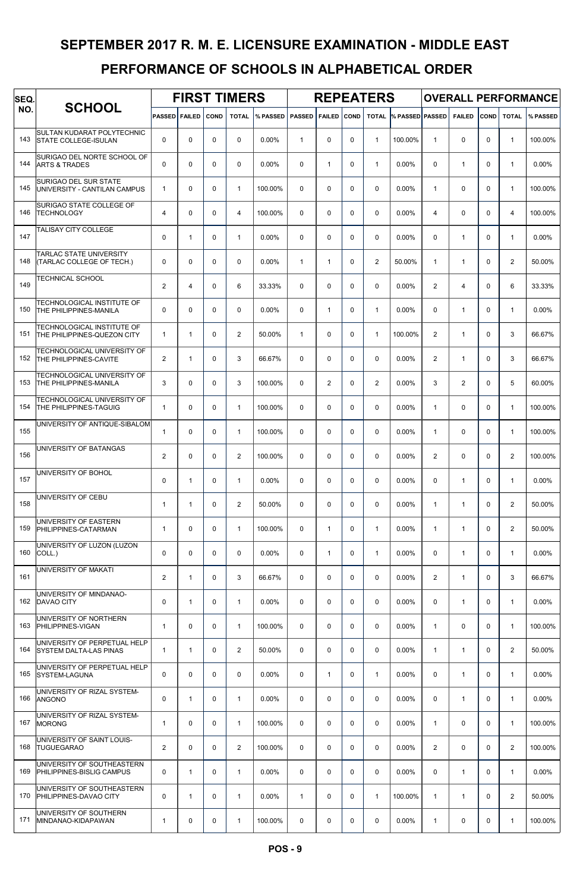# SEPTEMBER 2017 R. M. E. LICENSURE EXAMINATION - MIDDLE EAST

## PERFORMANCE OF SCHOOLS IN ALPHABETICAL ORDER

| SEQ. NO. | SCHOOL | FIRST TIMERS | | | | | REPEATERS | | | | | OVERALL PERFORMANCE | | | | |
|---|---|---|---|---|---|---|---|---|---|---|---|---|---|---|---|---|
| | | PASSED | FAILED | COND | TOTAL | % PASSED | PASSED | FAILED | COND | TOTAL | % PASSED | PASSED | FAILED | COND | TOTAL | % PASSED |
| 143 | SULTAN KUDARAT POLYTECHNIC STATE COLLEGE-ISULAN | 0 | 0 | 0 | 0 | 0.00% | 1 | 0 | 0 | 1 | 100.00% | 1 | 0 | 0 | 1 | 100.00% |
| 144 | SURIGAO DEL NORTE SCHOOL OF ARTS & TRADES | 0 | 0 | 0 | 0 | 0.00% | 0 | 1 | 0 | 1 | 0.00% | 0 | 1 | 0 | 1 | 0.00% |
| 145 | SURIGAO DEL SUR STATE UNIVERSITY - CANTILAN CAMPUS | 1 | 0 | 0 | 1 | 100.00% | 0 | 0 | 0 | 0 | 0.00% | 1 | 0 | 0 | 1 | 100.00% |
| 146 | SURIGAO STATE COLLEGE OF TECHNOLOGY | 4 | 0 | 0 | 4 | 100.00% | 0 | 0 | 0 | 0 | 0.00% | 4 | 0 | 0 | 4 | 100.00% |
| 147 | TALISAY CITY COLLEGE | 0 | 1 | 0 | 1 | 0.00% | 0 | 0 | 0 | 0 | 0.00% | 0 | 1 | 0 | 1 | 0.00% |
| 148 | TARLAC STATE UNIVERSITY (TARLAC COLLEGE OF TECH.) | 0 | 0 | 0 | 0 | 0.00% | 1 | 1 | 0 | 2 | 50.00% | 1 | 1 | 0 | 2 | 50.00% |
| 149 | TECHNICAL SCHOOL | 2 | 4 | 0 | 6 | 33.33% | 0 | 0 | 0 | 0 | 0.00% | 2 | 4 | 0 | 6 | 33.33% |
| 150 | TECHNOLOGICAL INSTITUTE OF THE PHILIPPINES-MANILA | 0 | 0 | 0 | 0 | 0.00% | 0 | 1 | 0 | 1 | 0.00% | 0 | 1 | 0 | 1 | 0.00% |
| 151 | TECHNOLOGICAL INSTITUTE OF THE PHILIPPINES-QUEZON CITY | 1 | 1 | 0 | 2 | 50.00% | 1 | 0 | 0 | 1 | 100.00% | 2 | 1 | 0 | 3 | 66.67% |
| 152 | TECHNOLOGICAL UNIVERSITY OF THE PHILIPPINES-CAVITE | 2 | 1 | 0 | 3 | 66.67% | 0 | 0 | 0 | 0 | 0.00% | 2 | 1 | 0 | 3 | 66.67% |
| 153 | TECHNOLOGICAL UNIVERSITY OF THE PHILIPPINES-MANILA | 3 | 0 | 0 | 3 | 100.00% | 0 | 2 | 0 | 2 | 0.00% | 3 | 2 | 0 | 5 | 60.00% |
| 154 | TECHNOLOGICAL UNIVERSITY OF THE PHILIPPINES-TAGUIG | 1 | 0 | 0 | 1 | 100.00% | 0 | 0 | 0 | 0 | 0.00% | 1 | 0 | 0 | 1 | 100.00% |
| 155 | UNIVERSITY OF ANTIQUE-SIBALOM | 1 | 0 | 0 | 1 | 100.00% | 0 | 0 | 0 | 0 | 0.00% | 1 | 0 | 0 | 1 | 100.00% |
| 156 | UNIVERSITY OF BATANGAS | 2 | 0 | 0 | 2 | 100.00% | 0 | 0 | 0 | 0 | 0.00% | 2 | 0 | 0 | 2 | 100.00% |
| 157 | UNIVERSITY OF BOHOL | 0 | 1 | 0 | 1 | 0.00% | 0 | 0 | 0 | 0 | 0.00% | 0 | 1 | 0 | 1 | 0.00% |
| 158 | UNIVERSITY OF CEBU | 1 | 1 | 0 | 2 | 50.00% | 0 | 0 | 0 | 0 | 0.00% | 1 | 1 | 0 | 2 | 50.00% |
| 159 | UNIVERSITY OF EASTERN PHILIPPINES-CATARMAN | 1 | 0 | 0 | 1 | 100.00% | 0 | 1 | 0 | 1 | 0.00% | 1 | 1 | 0 | 2 | 50.00% |
| 160 | UNIVERSITY OF LUZON (LUZON COLL.) | 0 | 0 | 0 | 0 | 0.00% | 0 | 1 | 0 | 1 | 0.00% | 0 | 1 | 0 | 1 | 0.00% |
| 161 | UNIVERSITY OF MAKATI | 2 | 1 | 0 | 3 | 66.67% | 0 | 0 | 0 | 0 | 0.00% | 2 | 1 | 0 | 3 | 66.67% |
| 162 | UNIVERSITY OF MINDANAO-DAVAO CITY | 0 | 1 | 0 | 1 | 0.00% | 0 | 0 | 0 | 0 | 0.00% | 0 | 1 | 0 | 1 | 0.00% |
| 163 | UNIVERSITY OF NORTHERN PHILIPPINES-VIGAN | 1 | 0 | 0 | 1 | 100.00% | 0 | 0 | 0 | 0 | 0.00% | 1 | 0 | 0 | 1 | 100.00% |
| 164 | UNIVERSITY OF PERPETUAL HELP SYSTEM DALTA-LAS PINAS | 1 | 1 | 0 | 2 | 50.00% | 0 | 0 | 0 | 0 | 0.00% | 1 | 1 | 0 | 2 | 50.00% |
| 165 | UNIVERSITY OF PERPETUAL HELP SYSTEM-LAGUNA | 0 | 0 | 0 | 0 | 0.00% | 0 | 1 | 0 | 1 | 0.00% | 0 | 1 | 0 | 1 | 0.00% |
| 166 | UNIVERSITY OF RIZAL SYSTEM-ANGONO | 0 | 1 | 0 | 1 | 0.00% | 0 | 0 | 0 | 0 | 0.00% | 0 | 1 | 0 | 1 | 0.00% |
| 167 | UNIVERSITY OF RIZAL SYSTEM-MORONG | 1 | 0 | 0 | 1 | 100.00% | 0 | 0 | 0 | 0 | 0.00% | 1 | 0 | 0 | 1 | 100.00% |
| 168 | UNIVERSITY OF SAINT LOUIS-TUGUEGARAO | 2 | 0 | 0 | 2 | 100.00% | 0 | 0 | 0 | 0 | 0.00% | 2 | 0 | 0 | 2 | 100.00% |
| 169 | UNIVERSITY OF SOUTHEASTERN PHILIPPINES-BISLIG CAMPUS | 0 | 1 | 0 | 1 | 0.00% | 0 | 0 | 0 | 0 | 0.00% | 0 | 1 | 0 | 1 | 0.00% |
| 170 | UNIVERSITY OF SOUTHEASTERN PHILIPPINES-DAVAO CITY | 0 | 1 | 0 | 1 | 0.00% | 1 | 0 | 0 | 1 | 100.00% | 1 | 1 | 0 | 2 | 50.00% |
| 171 | UNIVERSITY OF SOUTHERN MINDANAO-KIDAPAWAN | 1 | 0 | 0 | 1 | 100.00% | 0 | 0 | 0 | 0 | 0.00% | 1 | 0 | 0 | 1 | 100.00% |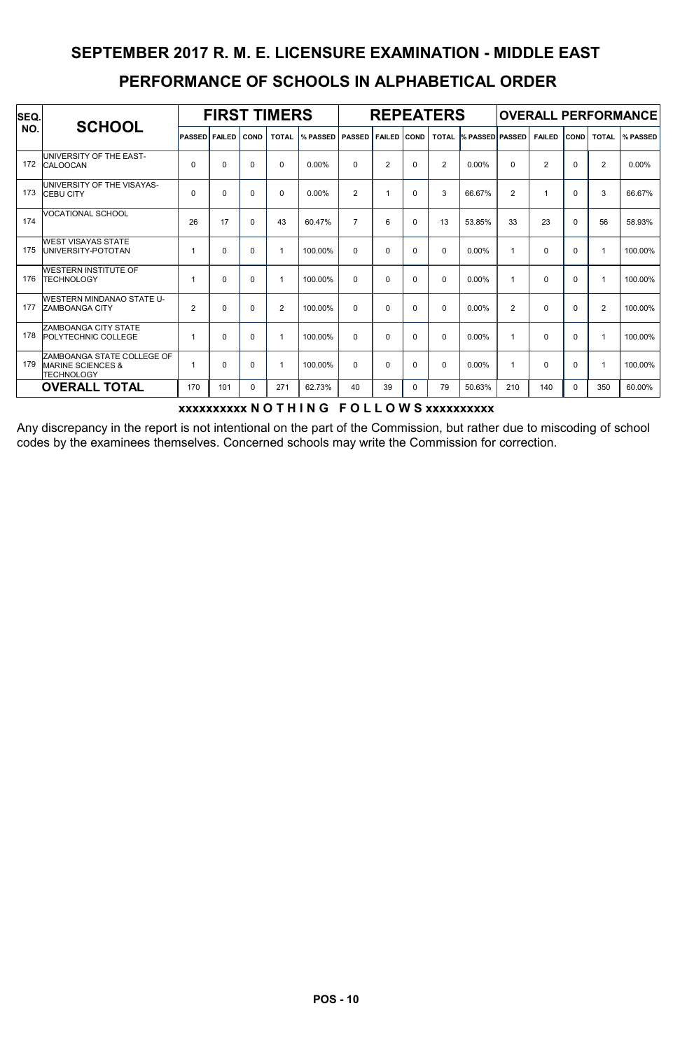# SEPTEMBER 2017 R. M. E. LICENSURE EXAMINATION - MIDDLE EAST

## PERFORMANCE OF SCHOOLS IN ALPHABETICAL ORDER

| SEQ. NO. | SCHOOL | FIRST TIMERS | | | | | REPEATERS | | | | | OVERALL PERFORMANCE | | | | |
|---|---|---|---|---|---|---|---|---|---|---|---|---|---|---|---|---|
| | | PASSED | FAILED | COND | TOTAL | % PASSED | PASSED | FAILED | COND | TOTAL | % PASSED | PASSED | FAILED | COND | TOTAL | % PASSED |
| 172 | UNIVERSITY OF THE EAST-CALOOCAN | 0 | 0 | 0 | 0 | 0.00% | 0 | 2 | 0 | 2 | 0.00% | 0 | 2 | 0 | 2 | 0.00% |
| 173 | UNIVERSITY OF THE VISAYAS-CEBU CITY | 0 | 0 | 0 | 0 | 0.00% | 2 | 1 | 0 | 3 | 66.67% | 2 | 1 | 0 | 3 | 66.67% |
| 174 | VOCATIONAL SCHOOL | 26 | 17 | 0 | 43 | 60.47% | 7 | 6 | 0 | 13 | 53.85% | 33 | 23 | 0 | 56 | 58.93% |
| 175 | WEST VISAYAS STATE UNIVERSITY-POTOTAN | 1 | 0 | 0 | 1 | 100.00% | 0 | 0 | 0 | 0 | 0.00% | 1 | 0 | 0 | 1 | 100.00% |
| 176 | WESTERN INSTITUTE OF TECHNOLOGY | 1 | 0 | 0 | 1 | 100.00% | 0 | 0 | 0 | 0 | 0.00% | 1 | 0 | 0 | 1 | 100.00% |
| 177 | WESTERN MINDANAO STATE U-ZAMBOANGA CITY | 2 | 0 | 0 | 2 | 100.00% | 0 | 0 | 0 | 0 | 0.00% | 2 | 0 | 0 | 2 | 100.00% |
| 178 | ZAMBOANGA CITY STATE POLYTECHNIC COLLEGE | 1 | 0 | 0 | 1 | 100.00% | 0 | 0 | 0 | 0 | 0.00% | 1 | 0 | 0 | 1 | 100.00% |
| 179 | ZAMBOANGA STATE COLLEGE OF MARINE SCIENCES & TECHNOLOGY | 1 | 0 | 0 | 1 | 100.00% | 0 | 0 | 0 | 0 | 0.00% | 1 | 0 | 0 | 1 | 100.00% |
| | **OVERALL TOTAL** | 170 | 101 | 0 | 271 | 62.73% | 40 | 39 | 0 | 79 | 50.63% | 210 | 140 | 0 | 350 | 60.00% |

**xxxxxxxxxx N O T H I N G F O L L O W S xxxxxxxxxx**

Any discrepancy in the report is not intentional on the part of the Commission, but rather due to miscoding of school codes by the examinees themselves. Concerned schools may write the Commission for correction.